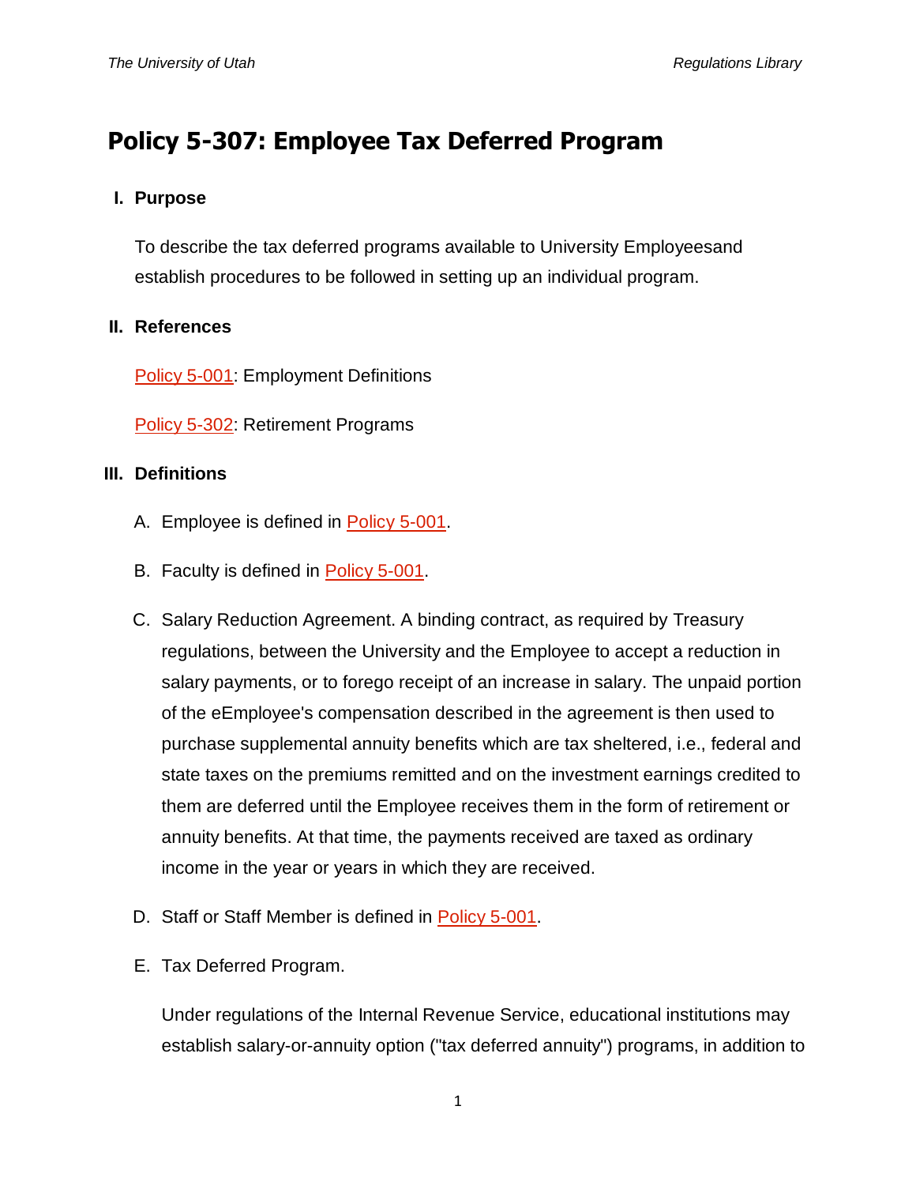# Policy 5-307: Employee Tax Deferred Program

## I. Purpose

To describe the tax deferred programs available to University Employeesand establish procedures to be followed in setting up an individual program.

## II. References

Policy 5-001: Employment Definitions

Policy 5-302: Retirement Programs

## III. Definitions

A. Employee is defined in Policy 5-001.

B. Faculty is defined in Policy 5-001.

C. Salary Reduction Agreement. A binding contract, as required by Treasury regulations, between the University and the Employee to accept a reduction in salary payments, or to forego receipt of an increase in salary. The unpaid portion of the eEmployee's compensation described in the agreement is then used to purchase supplemental annuity benefits which are tax sheltered, i.e., federal and state taxes on the premiums remitted and on the investment earnings credited to them are deferred until the Employee receives them in the form of retirement or annuity benefits. At that time, the payments received are taxed as ordinary income in the year or years in which they are received.

D. Staff or Staff Member is defined in Policy 5-001.

E. Tax Deferred Program.

Under regulations of the Internal Revenue Service, educational institutions may establish salary-or-annuity option ("tax deferred annuity") programs, in addition to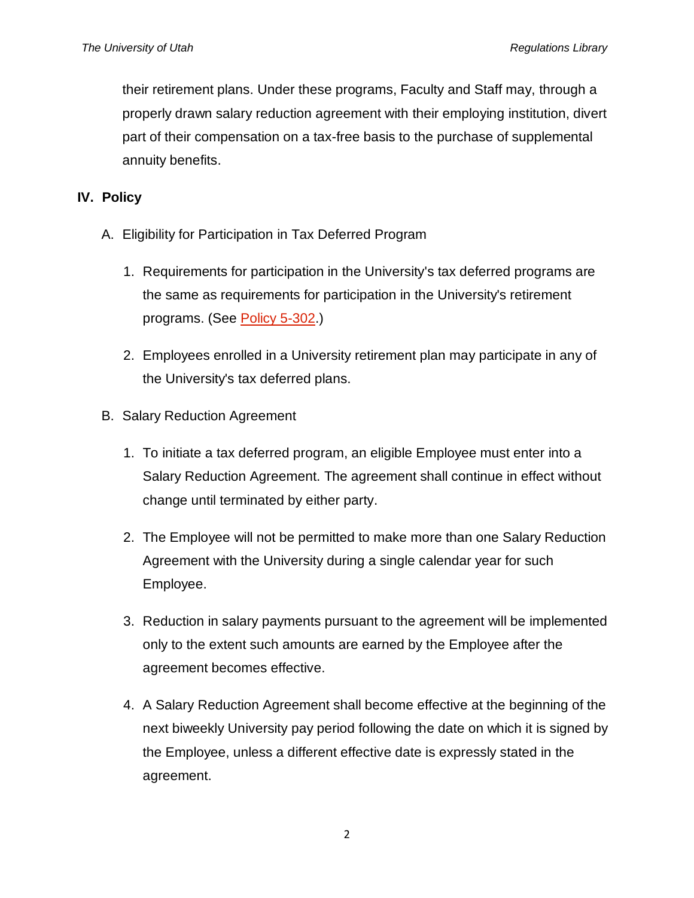their retirement plans. Under these programs, Faculty and Staff may, through a properly drawn salary reduction agreement with their employing institution, divert part of their compensation on a tax-free basis to the purchase of supplemental annuity benefits.

## IV. Policy

A. Eligibility for Participation in Tax Deferred Program

1. Requirements for participation in the University's tax deferred programs are the same as requirements for participation in the University's retirement programs. (See [Policy 5-302](Policy 5-302).)

2. Employees enrolled in a University retirement plan may participate in any of the University's tax deferred plans.

B. Salary Reduction Agreement

1. To initiate a tax deferred program, an eligible Employee must enter into a Salary Reduction Agreement. The agreement shall continue in effect without change until terminated by either party.

2. The Employee will not be permitted to make more than one Salary Reduction Agreement with the University during a single calendar year for such Employee.

3. Reduction in salary payments pursuant to the agreement will be implemented only to the extent such amounts are earned by the Employee after the agreement becomes effective.

4. A Salary Reduction Agreement shall become effective at the beginning of the next biweekly University pay period following the date on which it is signed by the Employee, unless a different effective date is expressly stated in the agreement.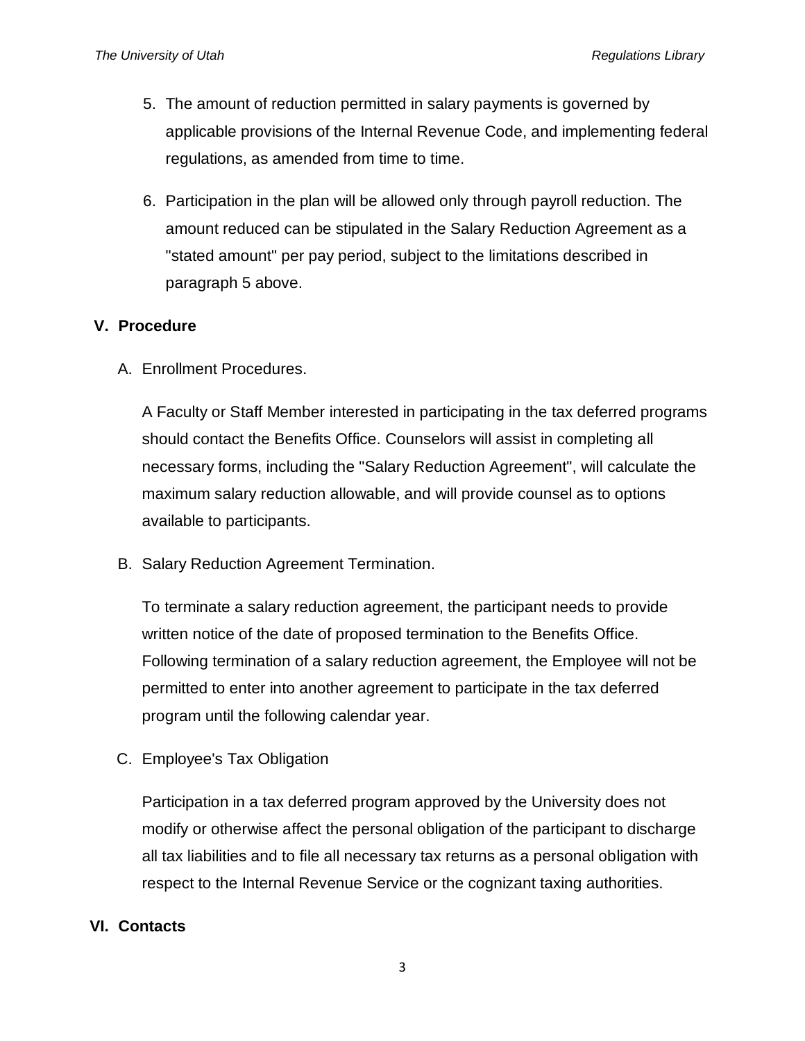5. The amount of reduction permitted in salary payments is governed by applicable provisions of the Internal Revenue Code, and implementing federal regulations, as amended from time to time.

6. Participation in the plan will be allowed only through payroll reduction. The amount reduced can be stipulated in the Salary Reduction Agreement as a "stated amount" per pay period, subject to the limitations described in paragraph 5 above.

## V. Procedure

A. Enrollment Procedures.

A Faculty or Staff Member interested in participating in the tax deferred programs should contact the Benefits Office. Counselors will assist in completing all necessary forms, including the "Salary Reduction Agreement", will calculate the maximum salary reduction allowable, and will provide counsel as to options available to participants.

B. Salary Reduction Agreement Termination.

To terminate a salary reduction agreement, the participant needs to provide written notice of the date of proposed termination to the Benefits Office. Following termination of a salary reduction agreement, the Employee will not be permitted to enter into another agreement to participate in the tax deferred program until the following calendar year.

C. Employee's Tax Obligation

Participation in a tax deferred program approved by the University does not modify or otherwise affect the personal obligation of the participant to discharge all tax liabilities and to file all necessary tax returns as a personal obligation with respect to the Internal Revenue Service or the cognizant taxing authorities.

## VI. Contacts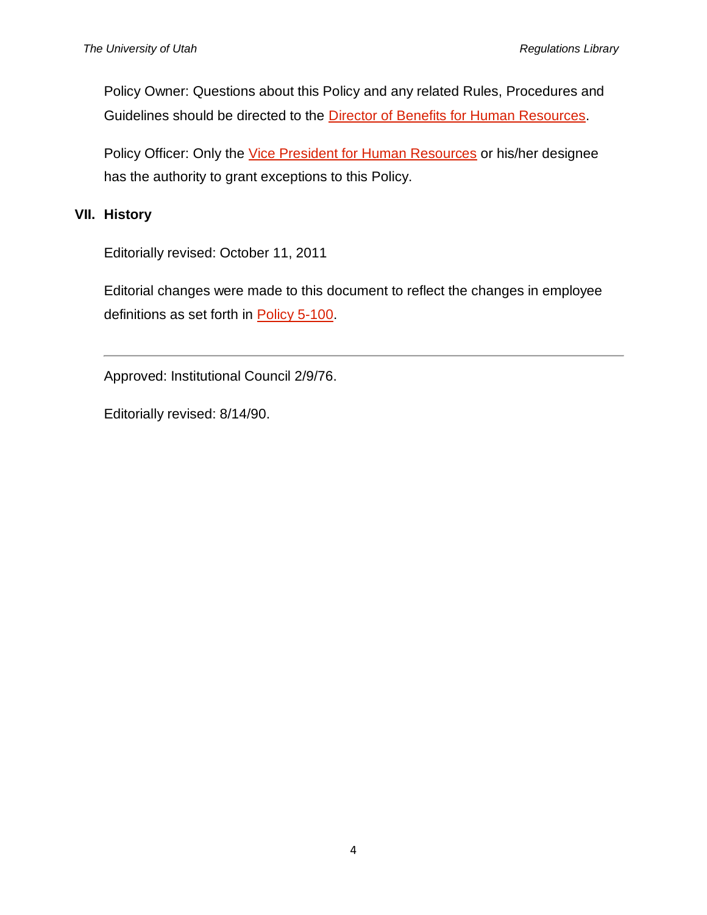Policy Owner: Questions about this Policy and any related Rules, Procedures and Guidelines should be directed to the Director of Benefits for Human Resources.

Policy Officer: Only the Vice President for Human Resources or his/her designee has the authority to grant exceptions to this Policy.

## VII. History

Editorially revised: October 11, 2011

Editorial changes were made to this document to reflect the changes in employee definitions as set forth in Policy 5-100.

---

Approved: Institutional Council 2/9/76.

Editorially revised: 8/14/90.